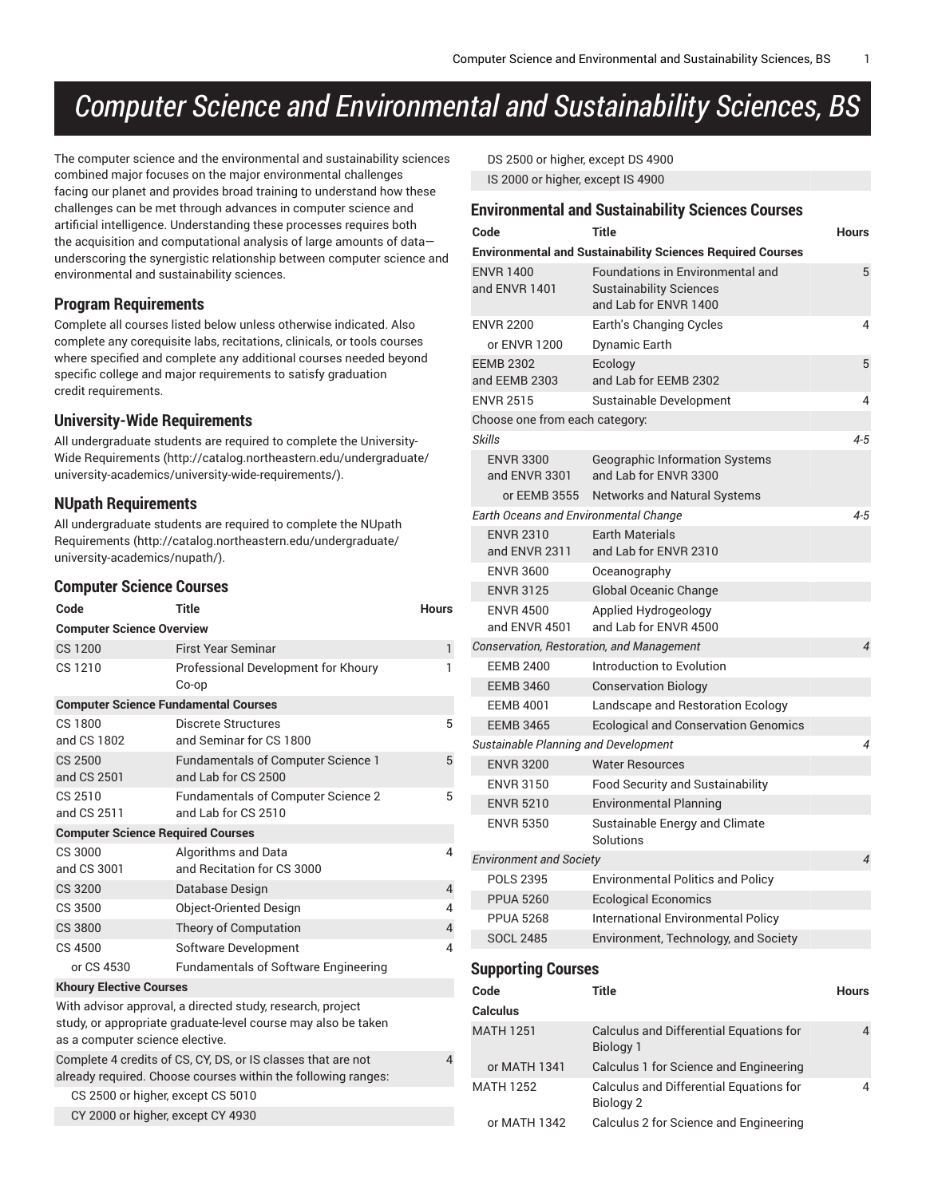# Computer Science and Environmental and Sustainability Sciences, BS

The computer science and the environmental and sustainability sciences combined major focuses on the major environmental challenges facing our planet and provides broad training to understand how these challenges can be met through advances in computer science and artificial intelligence. Understanding these processes requires both the acquisition and computational analysis of large amounts of data—underscoring the synergistic relationship between computer science and environmental and sustainability sciences.

## Program Requirements

Complete all courses listed below unless otherwise indicated. Also complete any corequisite labs, recitations, clinicals, or tools courses where specified and complete any additional courses needed beyond specific college and major requirements to satisfy graduation credit requirements.

## University-Wide Requirements

All undergraduate students are required to complete the University-Wide Requirements (http://catalog.northeastern.edu/undergraduate/university-academics/university-wide-requirements/).

## NUpath Requirements

All undergraduate students are required to complete the NUpath Requirements (http://catalog.northeastern.edu/undergraduate/university-academics/nupath/).

## Computer Science Courses

| Code | Title | Hours |
|---|---|---|
| **Computer Science Overview** | | |
| CS 1200 | First Year Seminar | 1 |
| CS 1210 | Professional Development for Khoury Co-op | 1 |
| **Computer Science Fundamental Courses** | | |
| CS 1800 and CS 1802 | Discrete Structures and Seminar for CS 1800 | 5 |
| CS 2500 and CS 2501 | Fundamentals of Computer Science 1 and Lab for CS 2500 | 5 |
| CS 2510 and CS 2511 | Fundamentals of Computer Science 2 and Lab for CS 2510 | 5 |
| **Computer Science Required Courses** | | |
| CS 3000 and CS 3001 | Algorithms and Data and Recitation for CS 3000 | 4 |
| CS 3200 | Database Design | 4 |
| CS 3500 | Object-Oriented Design | 4 |
| CS 3800 | Theory of Computation | 4 |
| CS 4500 | Software Development | 4 |
| or CS 4530 | Fundamentals of Software Engineering | |
| **Khoury Elective Courses** | | |
| With advisor approval, a directed study, research, project study, or appropriate graduate-level course may also be taken as a computer science elective. | | |
| Complete 4 credits of CS, CY, DS, or IS classes that are not already required. Choose courses within the following ranges: | | 4 |
| CS 2500 or higher, except CS 5010 | | |
| CY 2000 or higher, except CY 4930 | | |
| DS 2500 or higher, except DS 4900 | | |
| IS 2000 or higher, except IS 4900 | | |

## Environmental and Sustainability Sciences Courses

| Code | Title | Hours |
|---|---|---|
| **Environmental and Sustainability Sciences Required Courses** | | |
| ENVR 1400 and ENVR 1401 | Foundations in Environmental and Sustainability Sciences and Lab for ENVR 1400 | 5 |
| ENVR 2200 | Earth's Changing Cycles | 4 |
| or ENVR 1200 | Dynamic Earth | |
| EEMB 2302 and EEMB 2303 | Ecology and Lab for EEMB 2302 | 5 |
| ENVR 2515 | Sustainable Development | 4 |
| Choose one from each category: | | |
| *Skills* | | *4-5* |
| ENVR 3300 and ENVR 3301 | Geographic Information Systems and Lab for ENVR 3300 | |
| or EEMB 3555 | Networks and Natural Systems | |
| *Earth Oceans and Environmental Change* | | *4-5* |
| ENVR 2310 and ENVR 2311 | Earth Materials and Lab for ENVR 2310 | |
| ENVR 3600 | Oceanography | |
| ENVR 3125 | Global Oceanic Change | |
| ENVR 4500 and ENVR 4501 | Applied Hydrogeology and Lab for ENVR 4500 | |
| *Conservation, Restoration, and Management* | | *4* |
| EEMB 2400 | Introduction to Evolution | |
| EEMB 3460 | Conservation Biology | |
| EEMB 4001 | Landscape and Restoration Ecology | |
| EEMB 3465 | Ecological and Conservation Genomics | |
| *Sustainable Planning and Development* | | *4* |
| ENVR 3200 | Water Resources | |
| ENVR 3150 | Food Security and Sustainability | |
| ENVR 5210 | Environmental Planning | |
| ENVR 5350 | Sustainable Energy and Climate Solutions | |
| *Environment and Society* | | *4* |
| POLS 2395 | Environmental Politics and Policy | |
| PPUA 5260 | Ecological Economics | |
| PPUA 5268 | International Environmental Policy | |
| SOCL 2485 | Environment, Technology, and Society | |

## Supporting Courses

| Code | Title | Hours |
|---|---|---|
| **Calculus** | | |
| MATH 1251 | Calculus and Differential Equations for Biology 1 | 4 |
| or MATH 1341 | Calculus 1 for Science and Engineering | |
| MATH 1252 | Calculus and Differential Equations for Biology 2 | 4 |
| or MATH 1342 | Calculus 2 for Science and Engineering | |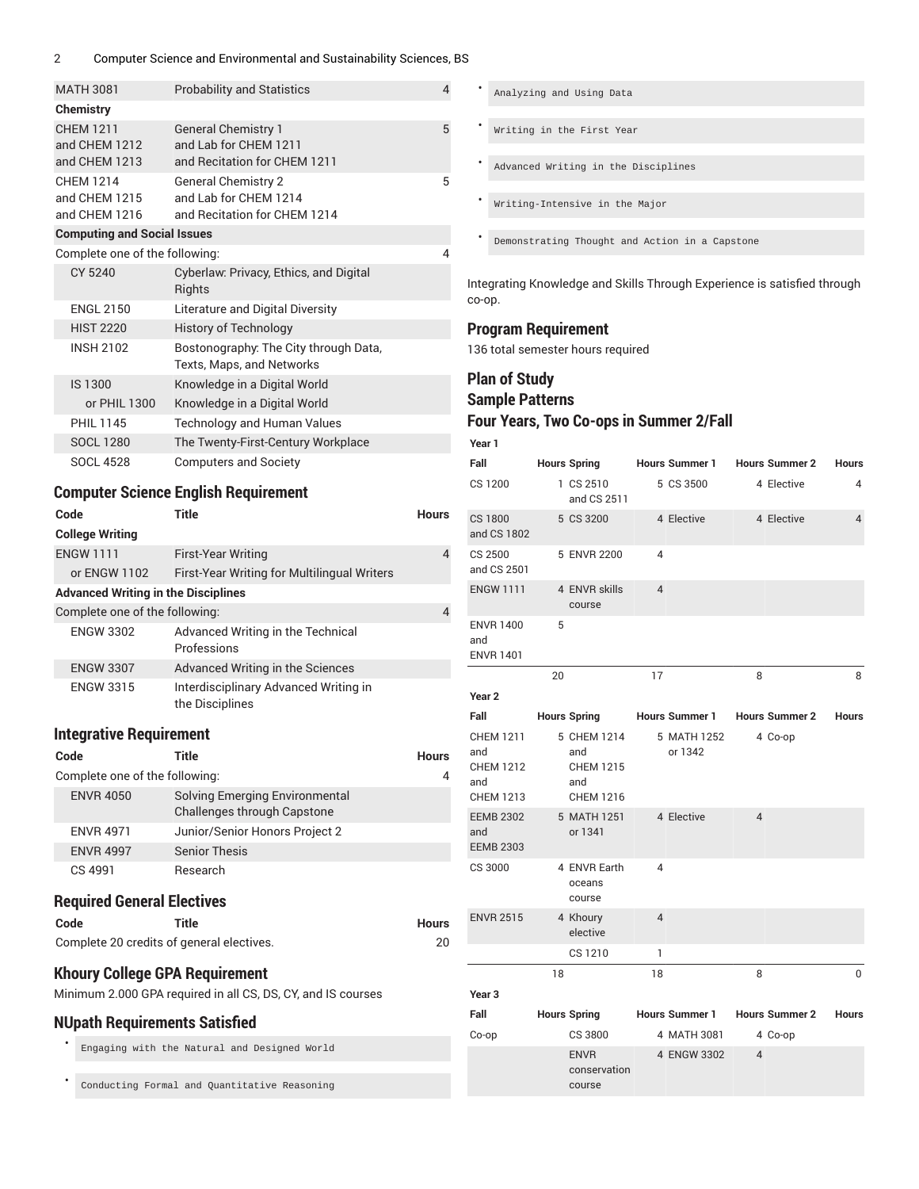| | | |
|---|---|---|
| MATH 3081 | Probability and Statistics | 4 |
| **Chemistry** | | |
| CHEM 1211 and CHEM 1212 and CHEM 1213 | General Chemistry 1 and Lab for CHEM 1211 and Recitation for CHEM 1211 | 5 |
| CHEM 1214 and CHEM 1215 and CHEM 1216 | General Chemistry 2 and Lab for CHEM 1214 and Recitation for CHEM 1214 | 5 |
| **Computing and Social Issues** | | |
| Complete one of the following: | | 4 |
| CY 5240 | Cyberlaw: Privacy, Ethics, and Digital Rights | |
| ENGL 2150 | Literature and Digital Diversity | |
| HIST 2220 | History of Technology | |
| INSH 2102 | Bostonography: The City through Data, Texts, Maps, and Networks | |
| IS 1300 | Knowledge in a Digital World | |
| or PHIL 1300 | Knowledge in a Digital World | |
| PHIL 1145 | Technology and Human Values | |
| SOCL 1280 | The Twenty-First-Century Workplace | |
| SOCL 4528 | Computers and Society | |

## Computer Science English Requirement

| Code | Title | Hours |
|---|---|---|
| **College Writing** | | |
| ENGW 1111 | First-Year Writing | 4 |
| or ENGW 1102 | First-Year Writing for Multilingual Writers | |
| **Advanced Writing in the Disciplines** | | |
| Complete one of the following: | | 4 |
| ENGW 3302 | Advanced Writing in the Technical Professions | |
| ENGW 3307 | Advanced Writing in the Sciences | |
| ENGW 3315 | Interdisciplinary Advanced Writing in the Disciplines | |

## Integrative Requirement

| Code | Title | Hours |
|---|---|---|
| Complete one of the following: | | 4 |
| ENVR 4050 | Solving Emerging Environmental Challenges through Capstone | |
| ENVR 4971 | Junior/Senior Honors Project 2 | |
| ENVR 4997 | Senior Thesis | |
| CS 4991 | Research | |

## Required General Electives

| Code | Title | Hours |
|---|---|---|
| Complete 20 credits of general electives. | | 20 |

## Khoury College GPA Requirement

Minimum 2.000 GPA required in all CS, DS, CY, and IS courses

## NUpath Requirements Satisfied

- Engaging with the Natural and Designed World
- Conducting Formal and Quantitative Reasoning
- Analyzing and Using Data
- Writing in the First Year
- Advanced Writing in the Disciplines
- Writing-Intensive in the Major
- Demonstrating Thought and Action in a Capstone

Integrating Knowledge and Skills Through Experience is satisfied through co-op.

## Program Requirement

136 total semester hours required

## Plan of Study

## Sample Patterns

## Four Years, Two Co-ops in Summer 2/Fall

**Year 1**

| Fall | Hours | Spring | Hours | Summer 1 | Hours | Summer 2 | Hours |
|---|---|---|---|---|---|---|---|
| CS 1200 | 1 | CS 2510 and CS 2511 | 5 | CS 3500 | 4 | Elective | 4 |
| CS 1800 and CS 1802 | 5 | CS 3200 | 4 | Elective | 4 | Elective | 4 |
| CS 2500 and CS 2501 | 5 | ENVR 2200 | 4 | | | | |
| ENGW 1111 | 4 | ENVR skills course | 4 | | | | |
| ENVR 1400 and ENVR 1401 | 5 | | | | | | |
| | 20 | | 17 | | 8 | | 8 |

**Year 2**

| Fall | Hours | Spring | Hours | Summer 1 | Hours | Summer 2 | Hours |
|---|---|---|---|---|---|---|---|
| CHEM 1211 and CHEM 1212 and CHEM 1213 | 5 | CHEM 1214 and CHEM 1215 and CHEM 1216 | 5 | MATH 1252 or 1342 | 4 | Co-op | |
| EEMB 2302 and EEMB 2303 | 5 | MATH 1251 or 1341 | 4 | Elective | 4 | | |
| CS 3000 | 4 | ENVR Earth oceans course | 4 | | | | |
| ENVR 2515 | 4 | Khoury elective | 4 | | | | |
| | | CS 1210 | 1 | | | | |
| | 18 | | 18 | | 8 | | 0 |

**Year 3**

| Fall | Hours | Spring | Hours | Summer 1 | Hours | Summer 2 | Hours |
|---|---|---|---|---|---|---|---|
| Co-op | | CS 3800 | 4 | MATH 3081 | 4 | Co-op | |
| | | ENVR conservation course | 4 | ENGW 3302 | 4 | | |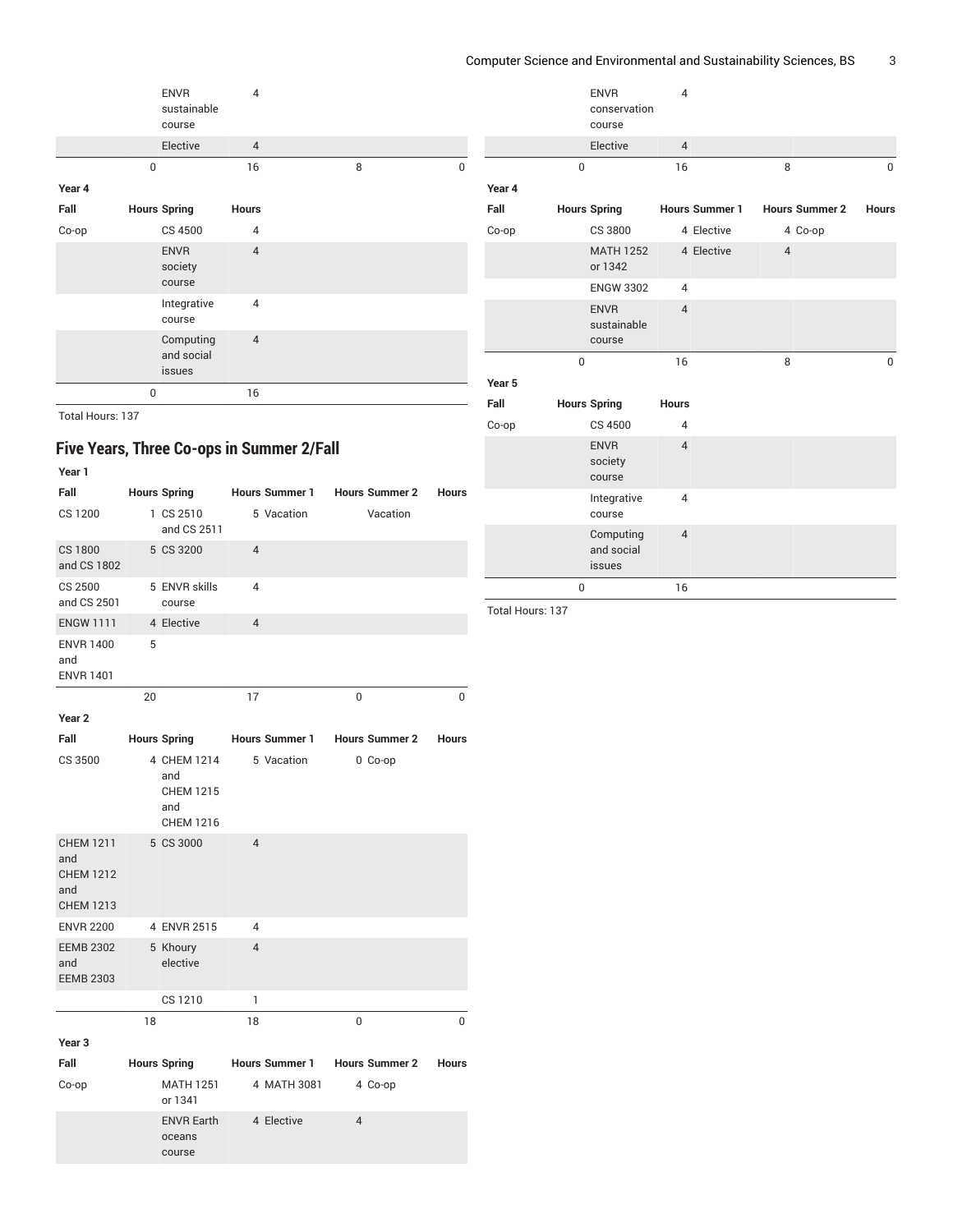| | | | | | | | |
|---|---|---|---|---|---|---|---|
| | | ENVR sustainable course | 4 | | | | |
| | | Elective | 4 | | | | |
| | 0 | | 16 | | 8 | | 0 |

**Year 4**

| Fall | Hours | Spring | Hours |
|---|---|---|---|
| Co-op | | CS 4500 | 4 |
| | | ENVR society course | 4 |
| | | Integrative course | 4 |
| | | Computing and social issues | 4 |
| | 0 | | 16 |

Total Hours: 137

## Five Years, Three Co-ops in Summer 2/Fall

**Year 1**

| Fall | Hours | Spring | Hours | Summer 1 | Hours | Summer 2 | Hours |
|---|---|---|---|---|---|---|---|
| CS 1200 | 1 | CS 2510 and CS 2511 | 5 | Vacation | | Vacation | |
| CS 1800 and CS 1802 | 5 | CS 3200 | 4 | | | | |
| CS 2500 and CS 2501 | 5 | ENVR skills course | 4 | | | | |
| ENGW 1111 | 4 | Elective | 4 | | | | |
| ENVR 1400 and ENVR 1401 | 5 | | | | | | |
| | 20 | | 17 | | 0 | | 0 |

**Year 2**

| Fall | Hours | Spring | Hours | Summer 1 | Hours | Summer 2 | Hours |
|---|---|---|---|---|---|---|---|
| CS 3500 | 4 | CHEM 1214 and CHEM 1215 and CHEM 1216 | 5 | Vacation | 0 | Co-op | |
| CHEM 1211 and CHEM 1212 and CHEM 1213 | 5 | CS 3000 | 4 | | | | |
| ENVR 2200 | 4 | ENVR 2515 | 4 | | | | |
| EEMB 2302 and EEMB 2303 | 5 | Khoury elective | 4 | | | | |
| | | CS 1210 | 1 | | | | |
| | 18 | | 18 | | 0 | | 0 |

**Year 3**

| Fall | Hours | Spring | Hours | Summer 1 | Hours | Summer 2 | Hours |
|---|---|---|---|---|---|---|---|
| Co-op | | MATH 1251 or 1341 | 4 | MATH 3081 | 4 | Co-op | |
| | | ENVR Earth oceans course | 4 | Elective | 4 | | |
| | | ENVR conservation course | 4 | | | | |
| | | Elective | 4 | | | | |
| | 0 | | 16 | | 8 | | 0 |

**Year 4**

| Fall | Hours | Spring | Hours | Summer 1 | Hours | Summer 2 | Hours |
|---|---|---|---|---|---|---|---|
| Co-op | | CS 3800 | 4 | Elective | 4 | Co-op | |
| | | MATH 1252 or 1342 | 4 | Elective | 4 | | |
| | | ENGW 3302 | 4 | | | | |
| | | ENVR sustainable course | 4 | | | | |
| | 0 | | 16 | | 8 | | 0 |

**Year 5**

| Fall | Hours | Spring | Hours |
|---|---|---|---|
| Co-op | | CS 4500 | 4 |
| | | ENVR society course | 4 |
| | | Integrative course | 4 |
| | | Computing and social issues | 4 |
| | 0 | | 16 |

Total Hours: 137